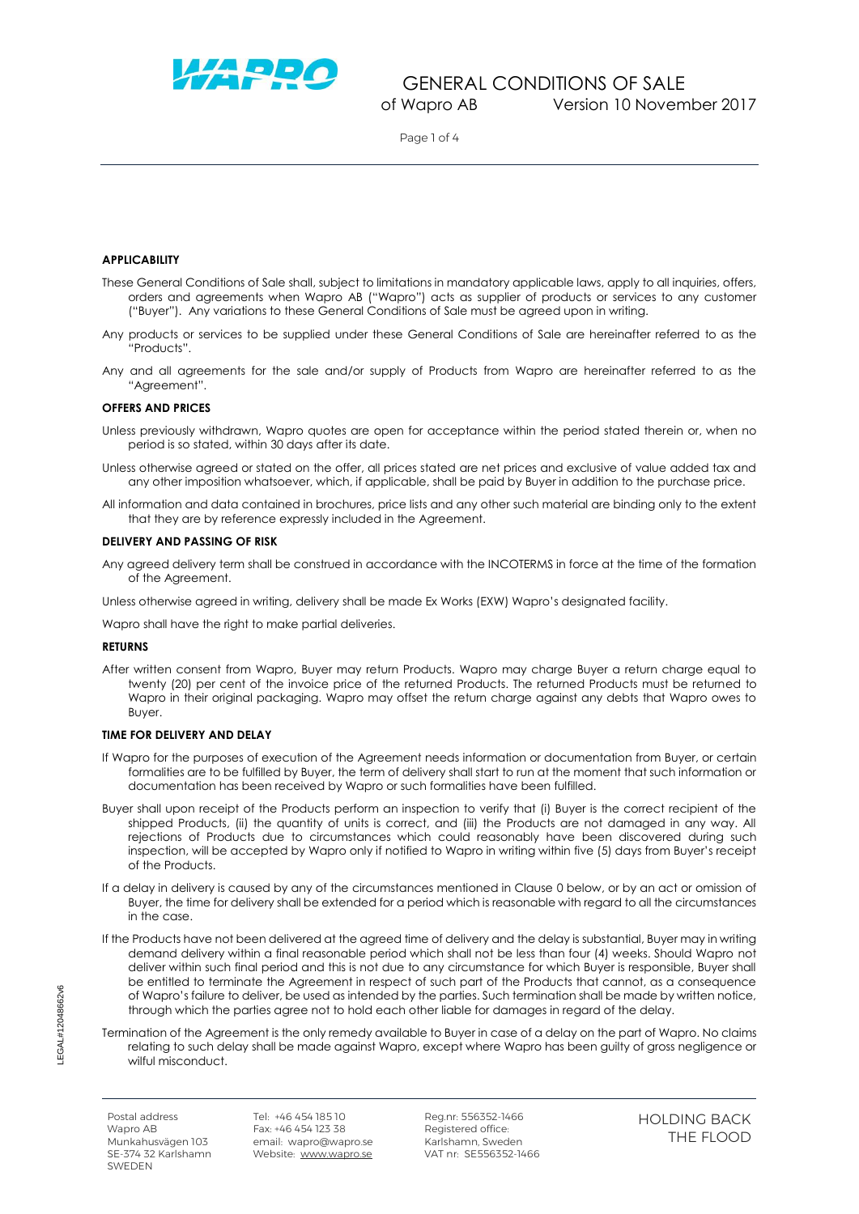# GENERAL CONDITIONS OF SALE

of Wapro AB Version 10 November 2017

## APPLICABILITY

These General Conditions of Sale shall, subject to limitations in mandatory applicable laws, apply to all inquiries, offers, orders and agreements when Wapro AB ("Wapro") acts as supplier of products or services to any customer ("Buyer"). Any variations to these General Conditions of Sale must be agreed upon in writing.

Any products or services to be supplied under these General Conditions of Sale are hereinafter referred to as the "Products".

Any and all agreements for the sale and/or supply of Products from Wapro are hereinafter referred to as the "Agreement".

## OFFERS AND PRICES

Unless previously withdrawn, Wapro quotes are open for acceptance within the period stated therein or, when no period is so stated, within 30 days after its date.

Unless otherwise agreed or stated on the offer, all prices stated are net prices and exclusive of value added tax and any other imposition whatsoever, which, if applicable, shall be paid by Buyer in addition to the purchase price.

All information and data contained in brochures, price lists and any other such material are binding only to the extent that they are by reference expressly included in the Agreement.

## DELIVERY AND PASSING OF RISK

Any agreed delivery term shall be construed in accordance with the INCOTERMS in force at the time of the formation of the Agreement.

Unless otherwise agreed in writing, delivery shall be made Ex Works (EXW) Wapro's designated facility.

Wapro shall have the right to make partial deliveries.

## RETURNS

After written consent from Wapro, Buyer may return Products. Wapro may charge Buyer a return charge equal to twenty (20) per cent of the invoice price of the returned Products. The returned Products must be returned to Wapro in their original packaging. Wapro may offset the return charge against any debts that Wapro owes to Buyer.

## TIME FOR DELIVERY AND DELAY

If Wapro for the purposes of execution of the Agreement needs information or documentation from Buyer, or certain formalities are to be fulfilled by Buyer, the term of delivery shall start to run at the moment that such information or documentation has been received by Wapro or such formalities have been fulfilled.

Buyer shall upon receipt of the Products perform an inspection to verify that (i) Buyer is the correct recipient of the shipped Products, (ii) the quantity of units is correct, and (iii) the Products are not damaged in any way. All rejections of Products due to circumstances which could reasonably have been discovered during such inspection, will be accepted by Wapro only if notified to Wapro in writing within five (5) days from Buyer's receipt of the Products.

If a delay in delivery is caused by any of the circumstances mentioned in Clause 0 below, or by an act or omission of Buyer, the time for delivery shall be extended for a period which is reasonable with regard to all the circumstances in the case.

If the Products have not been delivered at the agreed time of delivery and the delay is substantial, Buyer may in writing demand delivery within a final reasonable period which shall not be less than four (4) weeks. Should Wapro not deliver within such final period and this is not due to any circumstance for which Buyer is responsible, Buyer shall be entitled to terminate the Agreement in respect of such part of the Products that cannot, as a consequence of Wapro's failure to deliver, be used as intended by the parties. Such termination shall be made by written notice, through which the parties agree not to hold each other liable for damages in regard of the delay.

Termination of the Agreement is the only remedy available to Buyer in case of a delay on the part of Wapro. No claims relating to such delay shall be made against Wapro, except where Wapro has been guilty of gross negligence or wilful misconduct.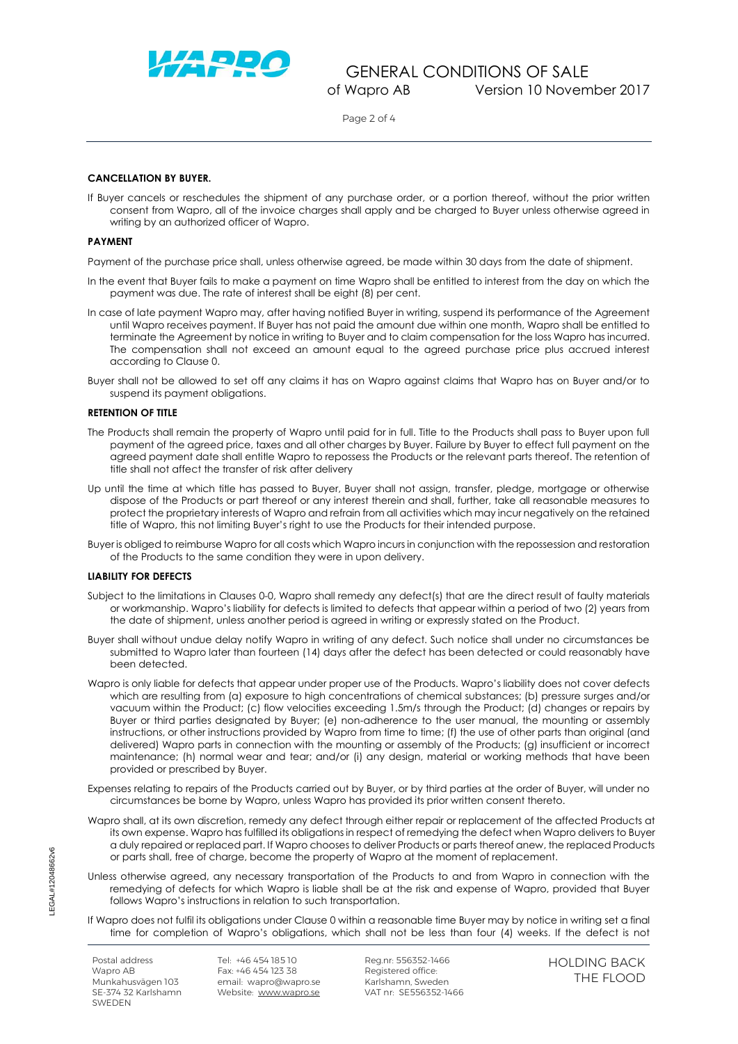**CANCELLATION BY BUYER.**

If Buyer cancels or reschedules the shipment of any purchase order, or a portion thereof, without the prior written consent from Wapro, all of the invoice charges shall apply and be charged to Buyer unless otherwise agreed in writing by an authorized officer of Wapro.

**PAYMENT**

Payment of the purchase price shall, unless otherwise agreed, be made within 30 days from the date of shipment.

In the event that Buyer fails to make a payment on time Wapro shall be entitled to interest from the day on which the payment was due. The rate of interest shall be eight (8) per cent.

In case of late payment Wapro may, after having notified Buyer in writing, suspend its performance of the Agreement until Wapro receives payment. If Buyer has not paid the amount due within one month, Wapro shall be entitled to terminate the Agreement by notice in writing to Buyer and to claim compensation for the loss Wapro has incurred. The compensation shall not exceed an amount equal to the agreed purchase price plus accrued interest according to Clause 0.

Buyer shall not be allowed to set off any claims it has on Wapro against claims that Wapro has on Buyer and/or to suspend its payment obligations.

**RETENTION OF TITLE**

The Products shall remain the property of Wapro until paid for in full. Title to the Products shall pass to Buyer upon full payment of the agreed price, taxes and all other charges by Buyer. Failure by Buyer to effect full payment on the agreed payment date shall entitle Wapro to repossess the Products or the relevant parts thereof. The retention of title shall not affect the transfer of risk after delivery

Up until the time at which title has passed to Buyer, Buyer shall not assign, transfer, pledge, mortgage or otherwise dispose of the Products or part thereof or any interest therein and shall, further, take all reasonable measures to protect the proprietary interests of Wapro and refrain from all activities which may incur negatively on the retained title of Wapro, this not limiting Buyer's right to use the Products for their intended purpose.

Buyer is obliged to reimburse Wapro for all costs which Wapro incurs in conjunction with the repossession and restoration of the Products to the same condition they were in upon delivery.

**LIABILITY FOR DEFECTS**

Subject to the limitations in Clauses 0-0, Wapro shall remedy any defect(s) that are the direct result of faulty materials or workmanship. Wapro's liability for defects is limited to defects that appear within a period of two (2) years from the date of shipment, unless another period is agreed in writing or expressly stated on the Product.

Buyer shall without undue delay notify Wapro in writing of any defect. Such notice shall under no circumstances be submitted to Wapro later than fourteen (14) days after the defect has been detected or could reasonably have been detected.

Wapro is only liable for defects that appear under proper use of the Products. Wapro's liability does not cover defects which are resulting from (a) exposure to high concentrations of chemical substances; (b) pressure surges and/or vacuum within the Product; (c) flow velocities exceeding 1.5m/s through the Product; (d) changes or repairs by Buyer or third parties designated by Buyer; (e) non-adherence to the user manual, the mounting or assembly instructions, or other instructions provided by Wapro from time to time; (f) the use of other parts than original (and delivered) Wapro parts in connection with the mounting or assembly of the Products; (g) insufficient or incorrect maintenance; (h) normal wear and tear; and/or (i) any design, material or working methods that have been provided or prescribed by Buyer.

Expenses relating to repairs of the Products carried out by Buyer, or by third parties at the order of Buyer, will under no circumstances be borne by Wapro, unless Wapro has provided its prior written consent thereto.

Wapro shall, at its own discretion, remedy any defect through either repair or replacement of the affected Products at its own expense. Wapro has fulfilled its obligations in respect of remedying the defect when Wapro delivers to Buyer a duly repaired or replaced part. If Wapro chooses to deliver Products or parts thereof anew, the replaced Products or parts shall, free of charge, become the property of Wapro at the moment of replacement.

Unless otherwise agreed, any necessary transportation of the Products to and from Wapro in connection with the remedying of defects for which Wapro is liable shall be at the risk and expense of Wapro, provided that Buyer follows Wapro's instructions in relation to such transportation.

If Wapro does not fulfil its obligations under Clause 0 within a reasonable time Buyer may by notice in writing set a final time for completion of Wapro's obligations, which shall not be less than four (4) weeks. If the defect is not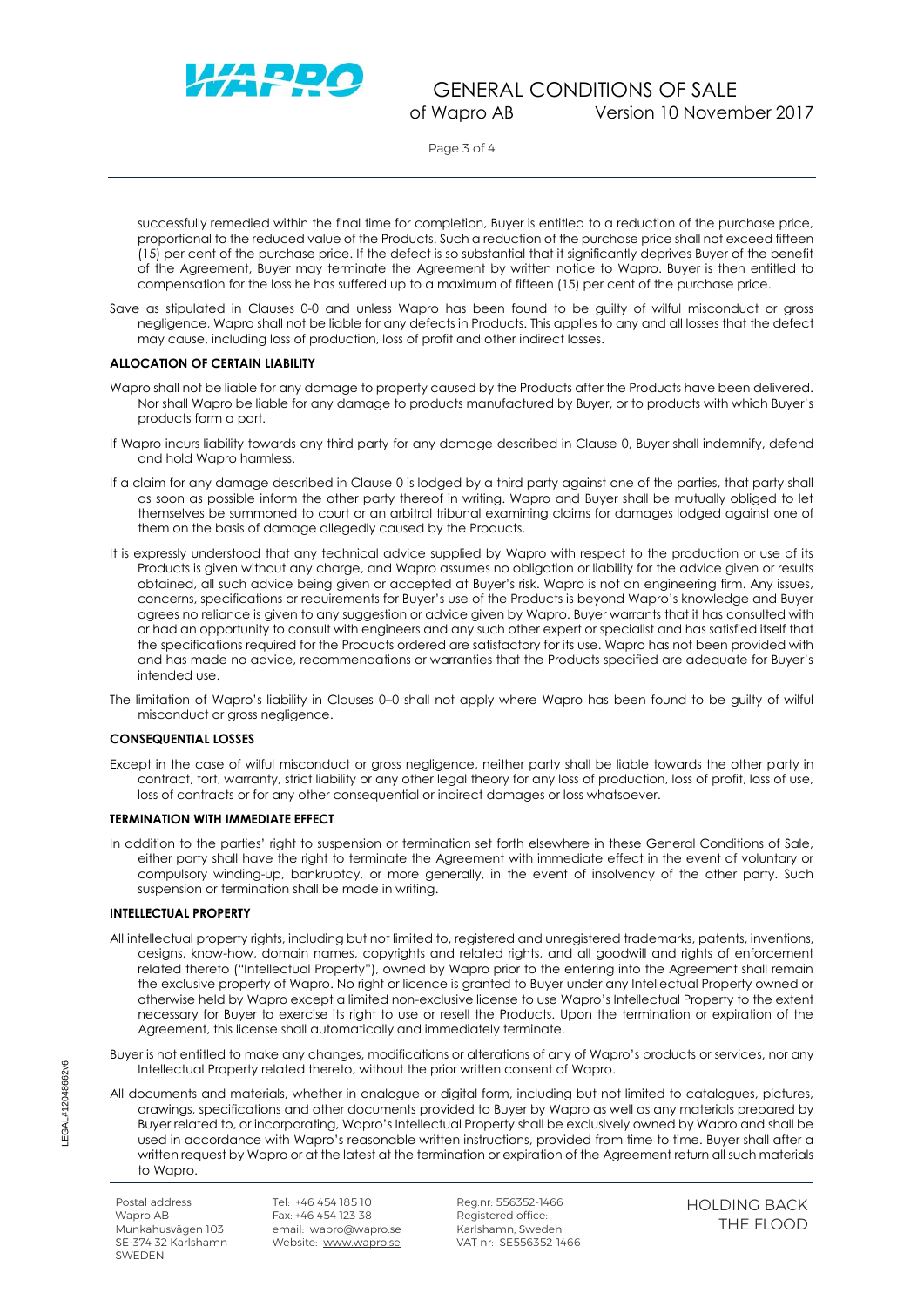successfully remedied within the final time for completion, Buyer is entitled to a reduction of the purchase price, proportional to the reduced value of the Products. Such a reduction of the purchase price shall not exceed fifteen (15) per cent of the purchase price. If the defect is so substantial that it significantly deprives Buyer of the benefit of the Agreement, Buyer may terminate the Agreement by written notice to Wapro. Buyer is then entitled to compensation for the loss he has suffered up to a maximum of fifteen (15) per cent of the purchase price.

Save as stipulated in Clauses 0-0 and unless Wapro has been found to be guilty of wilful misconduct or gross negligence, Wapro shall not be liable for any defects in Products. This applies to any and all losses that the defect may cause, including loss of production, loss of profit and other indirect losses.

**ALLOCATION OF CERTAIN LIABILITY**

Wapro shall not be liable for any damage to property caused by the Products after the Products have been delivered. Nor shall Wapro be liable for any damage to products manufactured by Buyer, or to products with which Buyer's products form a part.

If Wapro incurs liability towards any third party for any damage described in Clause 0, Buyer shall indemnify, defend and hold Wapro harmless.

If a claim for any damage described in Clause 0 is lodged by a third party against one of the parties, that party shall as soon as possible inform the other party thereof in writing. Wapro and Buyer shall be mutually obliged to let themselves be summoned to court or an arbitral tribunal examining claims for damages lodged against one of them on the basis of damage allegedly caused by the Products.

It is expressly understood that any technical advice supplied by Wapro with respect to the production or use of its Products is given without any charge, and Wapro assumes no obligation or liability for the advice given or results obtained, all such advice being given or accepted at Buyer's risk. Wapro is not an engineering firm. Any issues, concerns, specifications or requirements for Buyer's use of the Products is beyond Wapro's knowledge and Buyer agrees no reliance is given to any suggestion or advice given by Wapro. Buyer warrants that it has consulted with or had an opportunity to consult with engineers and any such other expert or specialist and has satisfied itself that the specifications required for the Products ordered are satisfactory for its use. Wapro has not been provided with and has made no advice, recommendations or warranties that the Products specified are adequate for Buyer's intended use.

The limitation of Wapro's liability in Clauses 0–0 shall not apply where Wapro has been found to be guilty of wilful misconduct or gross negligence.

**CONSEQUENTIAL LOSSES**

Except in the case of wilful misconduct or gross negligence, neither party shall be liable towards the other party in contract, tort, warranty, strict liability or any other legal theory for any loss of production, loss of profit, loss of use, loss of contracts or for any other consequential or indirect damages or loss whatsoever.

**TERMINATION WITH IMMEDIATE EFFECT**

In addition to the parties' right to suspension or termination set forth elsewhere in these General Conditions of Sale, either party shall have the right to terminate the Agreement with immediate effect in the event of voluntary or compulsory winding-up, bankruptcy, or more generally, in the event of insolvency of the other party. Such suspension or termination shall be made in writing.

**INTELLECTUAL PROPERTY**

All intellectual property rights, including but not limited to, registered and unregistered trademarks, patents, inventions, designs, know-how, domain names, copyrights and related rights, and all goodwill and rights of enforcement related thereto ("Intellectual Property"), owned by Wapro prior to the entering into the Agreement shall remain the exclusive property of Wapro. No right or licence is granted to Buyer under any Intellectual Property owned or otherwise held by Wapro except a limited non-exclusive license to use Wapro's Intellectual Property to the extent necessary for Buyer to exercise its right to use or resell the Products. Upon the termination or expiration of the Agreement, this license shall automatically and immediately terminate.

Buyer is not entitled to make any changes, modifications or alterations of any of Wapro's products or services, nor any Intellectual Property related thereto, without the prior written consent of Wapro.

All documents and materials, whether in analogue or digital form, including but not limited to catalogues, pictures, drawings, specifications and other documents provided to Buyer by Wapro as well as any materials prepared by Buyer related to, or incorporating, Wapro's Intellectual Property shall be exclusively owned by Wapro and shall be used in accordance with Wapro's reasonable written instructions, provided from time to time. Buyer shall after a written request by Wapro or at the latest at the termination or expiration of the Agreement return all such materials to Wapro.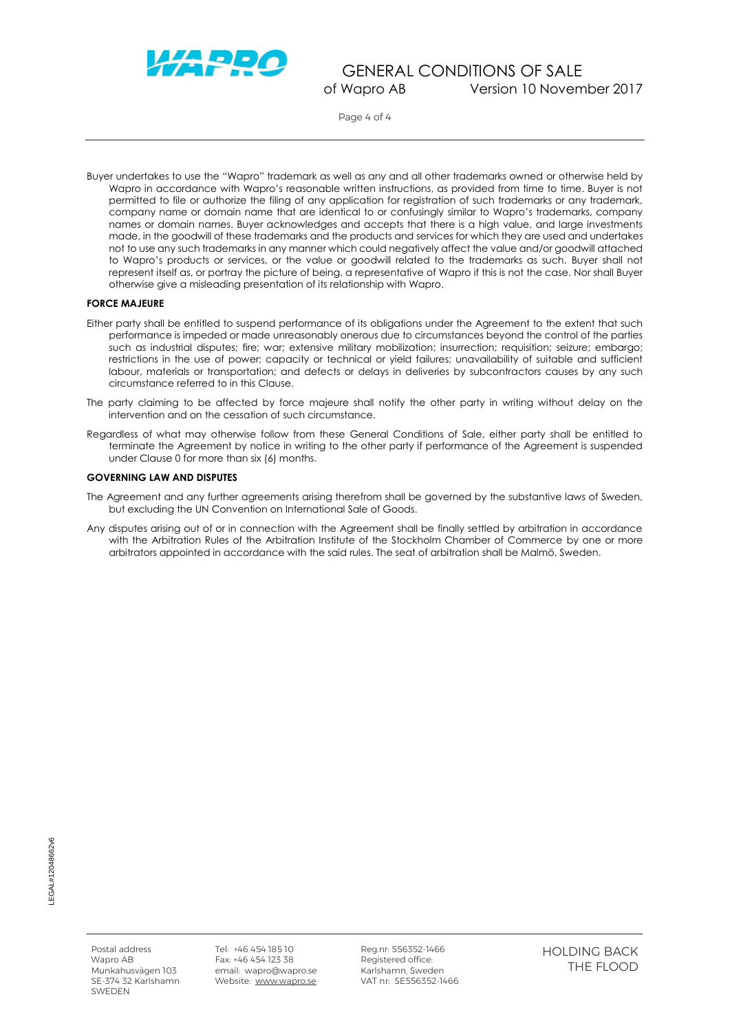Buyer undertakes to use the "Wapro" trademark as well as any and all other trademarks owned or otherwise held by Wapro in accordance with Wapro's reasonable written instructions, as provided from time to time. Buyer is not permitted to file or authorize the filing of any application for registration of such trademarks or any trademark, company name or domain name that are identical to or confusingly similar to Wapro's trademarks, company names or domain names. Buyer acknowledges and accepts that there is a high value, and large investments made, in the goodwill of these trademarks and the products and services for which they are used and undertakes not to use any such trademarks in any manner which could negatively affect the value and/or goodwill attached to Wapro's products or services, or the value or goodwill related to the trademarks as such. Buyer shall not represent itself as, or portray the picture of being, a representative of Wapro if this is not the case. Nor shall Buyer otherwise give a misleading presentation of its relationship with Wapro.

**FORCE MAJEURE**

Either party shall be entitled to suspend performance of its obligations under the Agreement to the extent that such performance is impeded or made unreasonably onerous due to circumstances beyond the control of the parties such as industrial disputes; fire; war; extensive military mobilization; insurrection; requisition; seizure; embargo; restrictions in the use of power; capacity or technical or yield failures; unavailability of suitable and sufficient labour, materials or transportation; and defects or delays in deliveries by subcontractors causes by any such circumstance referred to in this Clause.

The party claiming to be affected by force majeure shall notify the other party in writing without delay on the intervention and on the cessation of such circumstance.

Regardless of what may otherwise follow from these General Conditions of Sale, either party shall be entitled to terminate the Agreement by notice in writing to the other party if performance of the Agreement is suspended under Clause 0 for more than six (6) months.

**GOVERNING LAW AND DISPUTES**

The Agreement and any further agreements arising therefrom shall be governed by the substantive laws of Sweden, but excluding the UN Convention on International Sale of Goods.

Any disputes arising out of or in connection with the Agreement shall be finally settled by arbitration in accordance with the Arbitration Rules of the Arbitration Institute of the Stockholm Chamber of Commerce by one or more arbitrators appointed in accordance with the said rules. The seat of arbitration shall be Malmö, Sweden.